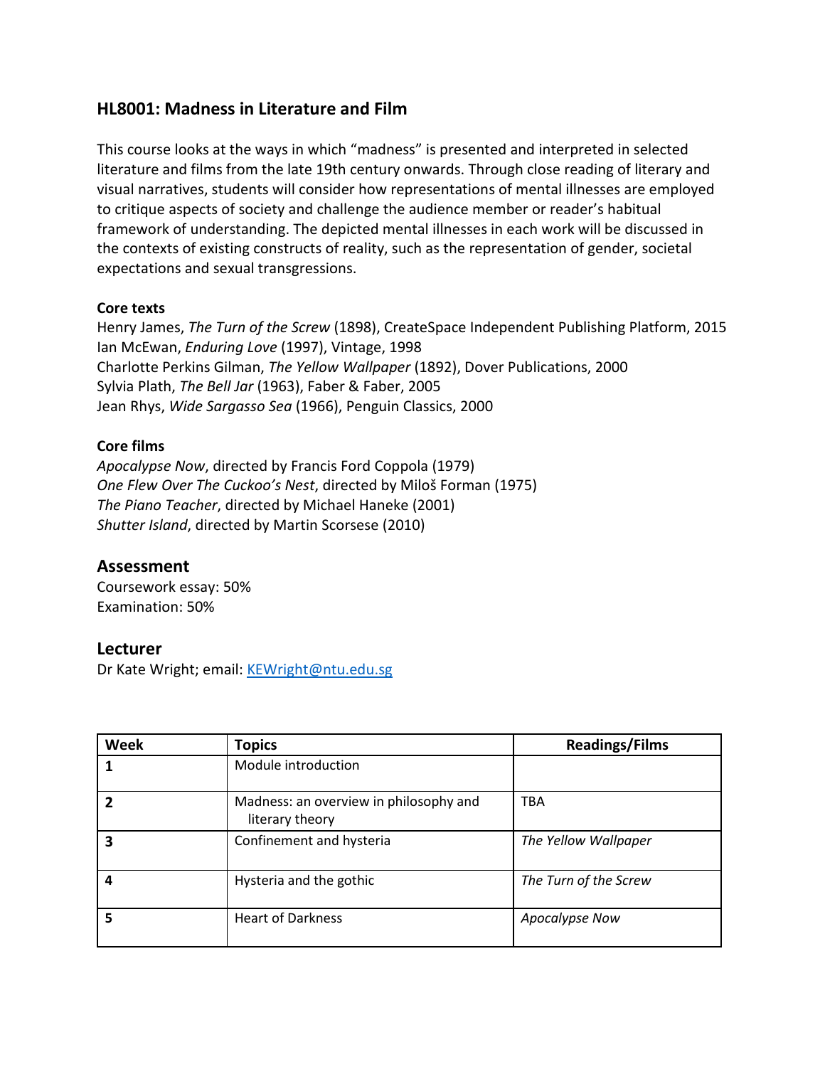## HL8001: Madness in Literature and Film

This course looks at the ways in which "madness" is presented and interpreted in selected literature and films from the late 19th century onwards. Through close reading of literary and visual narratives, students will consider how representations of mental illnesses are employed to critique aspects of society and challenge the audience member or reader's habitual framework of understanding. The depicted mental illnesses in each work will be discussed in the contexts of existing constructs of reality, such as the representation of gender, societal expectations and sexual transgressions.

**Core texts**

Henry James, *The Turn of the Screw* (1898), CreateSpace Independent Publishing Platform, 2015
Ian McEwan, *Enduring Love* (1997), Vintage, 1998
Charlotte Perkins Gilman, *The Yellow Wallpaper* (1892), Dover Publications, 2000
Sylvia Plath, *The Bell Jar* (1963), Faber & Faber, 2005
Jean Rhys, *Wide Sargasso Sea* (1966), Penguin Classics, 2000

**Core films**

*Apocalypse Now*, directed by Francis Ford Coppola (1979)
*One Flew Over The Cuckoo's Nest*, directed by Miloš Forman (1975)
*The Piano Teacher*, directed by Michael Haneke (2001)
*Shutter Island*, directed by Martin Scorsese (2010)

### Assessment

Coursework essay: 50%
Examination: 50%

### Lecturer

Dr Kate Wright; email: [KEWright@ntu.edu.sg](mailto:KEWright@ntu.edu.sg)

| Week | Topics | Readings/Films |
|---|---|---|
| 1 | Module introduction | |
| 2 | Madness: an overview in philosophy and literary theory | TBA |
| 3 | Confinement and hysteria | *The Yellow Wallpaper* |
| 4 | Hysteria and the gothic | *The Turn of the Screw* |
| 5 | Heart of Darkness | *Apocalypse Now* |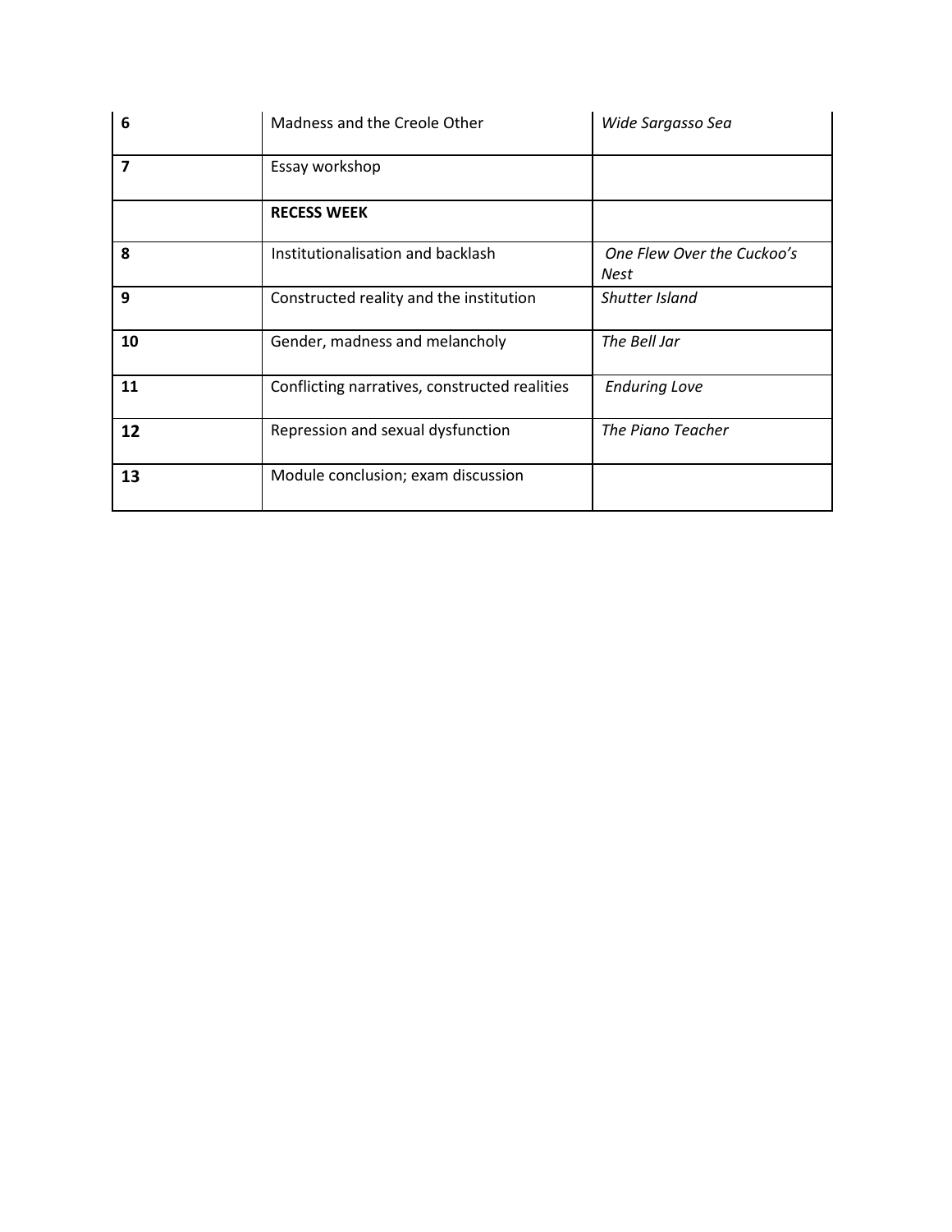| | | |
|---|---|---|
| **6** | Madness and the Creole Other | *Wide Sargasso Sea* |
| **7** | Essay workshop | |
| | **RECESS WEEK** | |
| **8** | Institutionalisation and backlash | *One Flew Over the Cuckoo's Nest* |
| **9** | Constructed reality and the institution | *Shutter Island* |
| **10** | Gender, madness and melancholy | *The Bell Jar* |
| **11** | Conflicting narratives, constructed realities | *Enduring Love* |
| **12** | Repression and sexual dysfunction | *The Piano Teacher* |
| **13** | Module conclusion; exam discussion | |